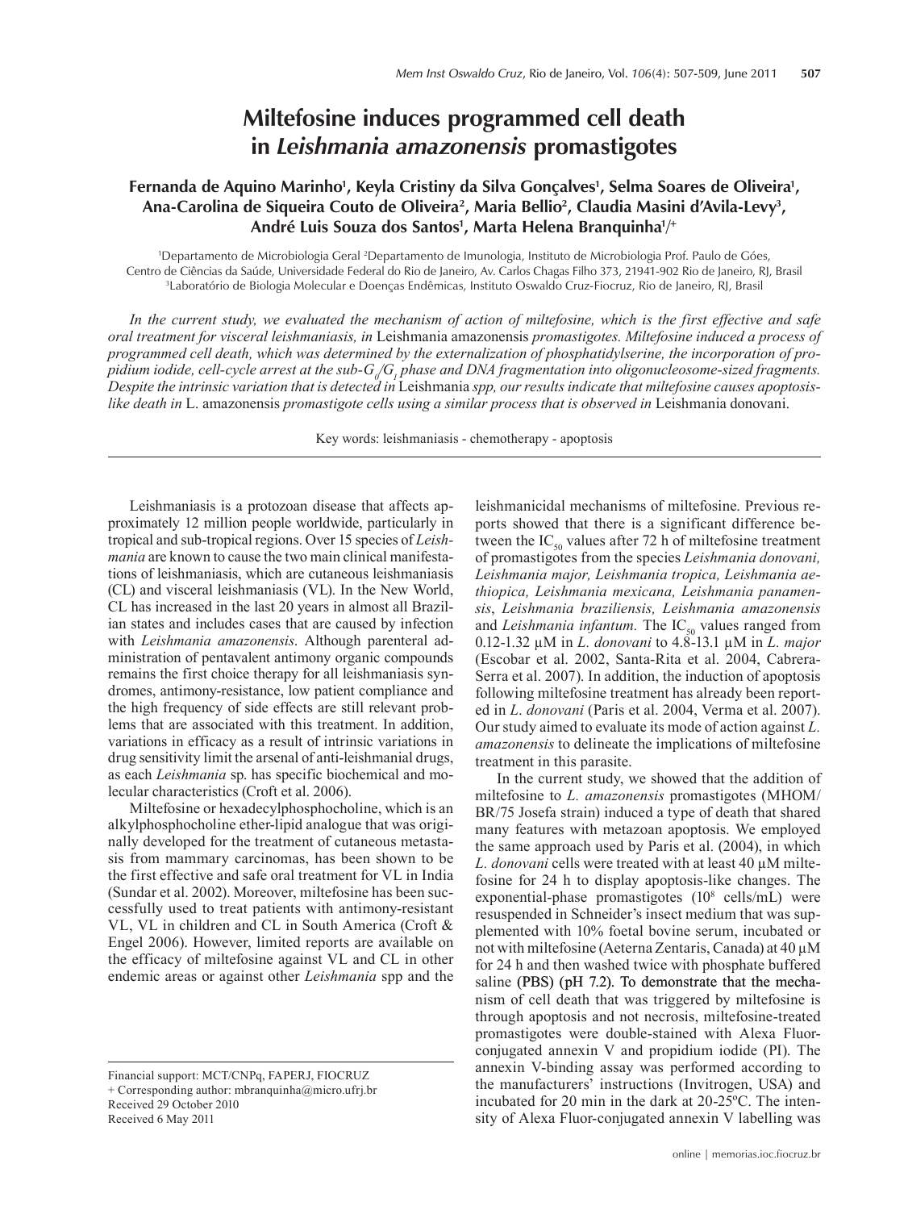# Miltefosine induces programmed cell death in *Leishmania amazonensis* promastigotes

**Fernanda de Aquino Marinho[1], Keyla Cristiny da Silva Gonçalves[1], Selma Soares de Oliveira[1], Ana-Carolina de Siqueira Couto de Oliveira[2], Maria Bellio[2], Claudia Masini d'Avila-Levy[3], André Luis Souza dos Santos[1], Marta Helena Branquinha[1]/+**

[1]Departamento de Microbiologia Geral [2]Departamento de Imunologia, Instituto de Microbiologia Prof. Paulo de Góes, Centro de Ciências da Saúde, Universidade Federal do Rio de Janeiro, Av. Carlos Chagas Filho 373, 21941-902 Rio de Janeiro, RJ, Brasil [3]Laboratório de Biologia Molecular e Doenças Endêmicas, Instituto Oswaldo Cruz-Fiocruz, Rio de Janeiro, RJ, Brasil

*In the current study, we evaluated the mechanism of action of miltefosine, which is the first effective and safe oral treatment for visceral leishmaniasis, in* Leishmania amazonensis *promastigotes. Miltefosine induced a process of programmed cell death, which was determined by the externalization of phosphatidylserine, the incorporation of propidium iodide, cell-cycle arrest at the sub-$G_0/G_1$ phase and DNA fragmentation into oligonucleosome-sized fragments. Despite the intrinsic variation that is detected in* Leishmania *spp, our results indicate that miltefosine causes apoptosis-like death in* L. amazonensis *promastigote cells using a similar process that is observed in* Leishmania donovani.

Key words: leishmaniasis - chemotherapy - apoptosis

Leishmaniasis is a protozoan disease that affects approximately 12 million people worldwide, particularly in tropical and sub-tropical regions. Over 15 species of *Leishmania* are known to cause the two main clinical manifestations of leishmaniasis, which are cutaneous leishmaniasis (CL) and visceral leishmaniasis (VL). In the New World, CL has increased in the last 20 years in almost all Brazilian states and includes cases that are caused by infection with *Leishmania amazonensis*. Although parenteral administration of pentavalent antimony organic compounds remains the first choice therapy for all leishmaniasis syndromes, antimony-resistance, low patient compliance and the high frequency of side effects are still relevant problems that are associated with this treatment. In addition, variations in efficacy as a result of intrinsic variations in drug sensitivity limit the arsenal of anti-leishmanial drugs, as each *Leishmania* sp. has specific biochemical and molecular characteristics (Croft et al. 2006).

Miltefosine or hexadecylphosphocholine, which is an alkylphosphocholine ether-lipid analogue that was originally developed for the treatment of cutaneous metastasis from mammary carcinomas, has been shown to be the first effective and safe oral treatment for VL in India (Sundar et al. 2002). Moreover, miltefosine has been successfully used to treat patients with antimony-resistant VL, VL in children and CL in South America (Croft & Engel 2006). However, limited reports are available on the efficacy of miltefosine against VL and CL in other endemic areas or against other *Leishmania* spp and the leishmanicidal mechanisms of miltefosine. Previous reports showed that there is a significant difference between the $IC_{50}$ values after 72 h of miltefosine treatment of promastigotes from the species *Leishmania donovani, Leishmania major, Leishmania tropica, Leishmania aethiopica, Leishmania mexicana, Leishmania panamensis*, *Leishmania braziliensis, Leishmania amazonensis* and *Leishmania infantum.* The $IC_{50}$ values ranged from 0.12-1.32 µM in *L. donovani* to 4.8-13.1 µM in *L. major* (Escobar et al. 2002, Santa-Rita et al. 2004, Cabrera-Serra et al. 2007). In addition, the induction of apoptosis following miltefosine treatment has already been reported in *L. donovani* (Paris et al. 2004, Verma et al. 2007). Our study aimed to evaluate its mode of action against *L. amazonensis* to delineate the implications of miltefosine treatment in this parasite.

In the current study, we showed that the addition of miltefosine to *L. amazonensis* promastigotes (MHOM/BR/75 Josefa strain) induced a type of death that shared many features with metazoan apoptosis. We employed the same approach used by Paris et al. (2004), in which *L. donovani* cells were treated with at least 40 µM miltefosine for 24 h to display apoptosis-like changes. The exponential-phase promastigotes ($10^8$ cells/mL) were resuspended in Schneider's insect medium that was supplemented with 10% foetal bovine serum, incubated or not with miltefosine (Aeterna Zentaris, Canada) at 40 µM for 24 h and then washed twice with phosphate buffered saline (PBS) (pH 7.2). To demonstrate that the mechanism of cell death that was triggered by miltefosine is through apoptosis and not necrosis, miltefosine-treated promastigotes were double-stained with Alexa Fluor-conjugated annexin V and propidium iodide (PI). The annexin V-binding assay was performed according to the manufacturers' instructions (Invitrogen, USA) and incubated for 20 min in the dark at 20-25ºC. The intensity of Alexa Fluor-conjugated annexin V labelling was

Financial support: MCT/CNPq, FAPERJ, FIOCRUZ
+ Corresponding author: mbranquinha@micro.ufrj.br
Received 29 October 2010
Received 6 May 2011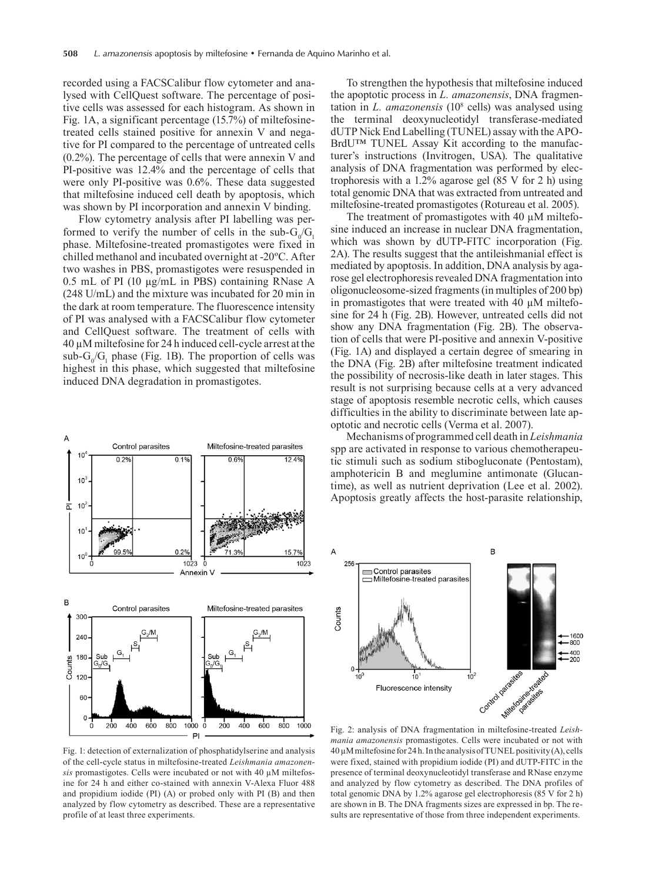recorded using a FACSCalibur flow cytometer and analysed with CellQuest software. The percentage of positive cells was assessed for each histogram. As shown in Fig. 1A, a significant percentage (15.7%) of miltefosine-treated cells stained positive for annexin V and negative for PI compared to the percentage of untreated cells (0.2%). The percentage of cells that were annexin V and PI-positive was 12.4% and the percentage of cells that were only PI-positive was 0.6%. These data suggested that miltefosine induced cell death by apoptosis, which was shown by PI incorporation and annexin V binding.

Flow cytometry analysis after PI labelling was performed to verify the number of cells in the sub-$G_0/G_1$ phase. Miltefosine-treated promastigotes were fixed in chilled methanol and incubated overnight at -20ºC. After two washes in PBS, promastigotes were resuspended in 0.5 mL of PI (10 µg/mL in PBS) containing RNase A (248 U/mL) and the mixture was incubated for 20 min in the dark at room temperature. The fluorescence intensity of PI was analysed with a FACSCalibur flow cytometer and CellQuest software. The treatment of cells with 40 µM miltefosine for 24 h induced cell-cycle arrest at the sub-$G_0/G_1$ phase (Fig. 1B). The proportion of cells was highest in this phase, which suggested that miltefosine induced DNA degradation in promastigotes.

Fig. 1: detection of externalization of phosphatidylserine and analysis of the cell-cycle status in miltefosine-treated *Leishmania amazonensis* promastigotes. Cells were incubated or not with 40 µM miltefosine for 24 h and either co-stained with annexin V-Alexa Fluor 488 and propidium iodide (PI) (A) or probed only with PI (B) and then analyzed by flow cytometry as described. These are a representative profile of at least three experiments.

To strengthen the hypothesis that miltefosine induced the apoptotic process in *L. amazonensis*, DNA fragmentation in *L. amazonensis* ($10^8$ cells) was analysed using the terminal deoxynucleotidyl transferase-mediated dUTP Nick End Labelling (TUNEL) assay with the APO-BrdU™ TUNEL Assay Kit according to the manufacturer's instructions (Invitrogen, USA). The qualitative analysis of DNA fragmentation was performed by electrophoresis with a 1.2% agarose gel (85 V for 2 h) using total genomic DNA that was extracted from untreated and miltefosine-treated promastigotes (Rotureau et al. 2005).

The treatment of promastigotes with 40 µM miltefosine induced an increase in nuclear DNA fragmentation, which was shown by dUTP-FITC incorporation (Fig. 2A). The results suggest that the antileishmanial effect is mediated by apoptosis. In addition, DNA analysis by agarose gel electrophoresis revealed DNA fragmentation into oligonucleosome-sized fragments (in multiples of 200 bp) in promastigotes that were treated with 40 µM miltefosine for 24 h (Fig. 2B). However, untreated cells did not show any DNA fragmentation (Fig. 2B). The observation of cells that were PI-positive and annexin V-positive (Fig. 1A) and displayed a certain degree of smearing in the DNA (Fig. 2B) after miltefosine treatment indicated the possibility of necrosis-like death in later stages. This result is not surprising because cells at a very advanced stage of apoptosis resemble necrotic cells, which causes difficulties in the ability to discriminate between late apoptotic and necrotic cells (Verma et al. 2007).

Mechanisms of programmed cell death in *Leishmania* spp are activated in response to various chemotherapeutic stimuli such as sodium stibogluconate (Pentostam), amphotericin B and meglumine antimonate (Glucantime), as well as nutrient deprivation (Lee et al. 2002). Apoptosis greatly affects the host-parasite relationship,

Fig. 2: analysis of DNA fragmentation in miltefosine-treated *Leishmania amazonensis* promastigotes. Cells were incubated or not with 40 µM miltefosine for 24 h. In the analysis of TUNEL positivity (A), cells were fixed, stained with propidium iodide (PI) and dUTP-FITC in the presence of terminal deoxynucleotidyl transferase and RNase enzyme and analyzed by flow cytometry as described. The DNA profiles of total genomic DNA by 1.2% agarose gel electrophoresis (85 V for 2 h) are shown in B. The DNA fragments sizes are expressed in bp. The results are representative of those from three independent experiments.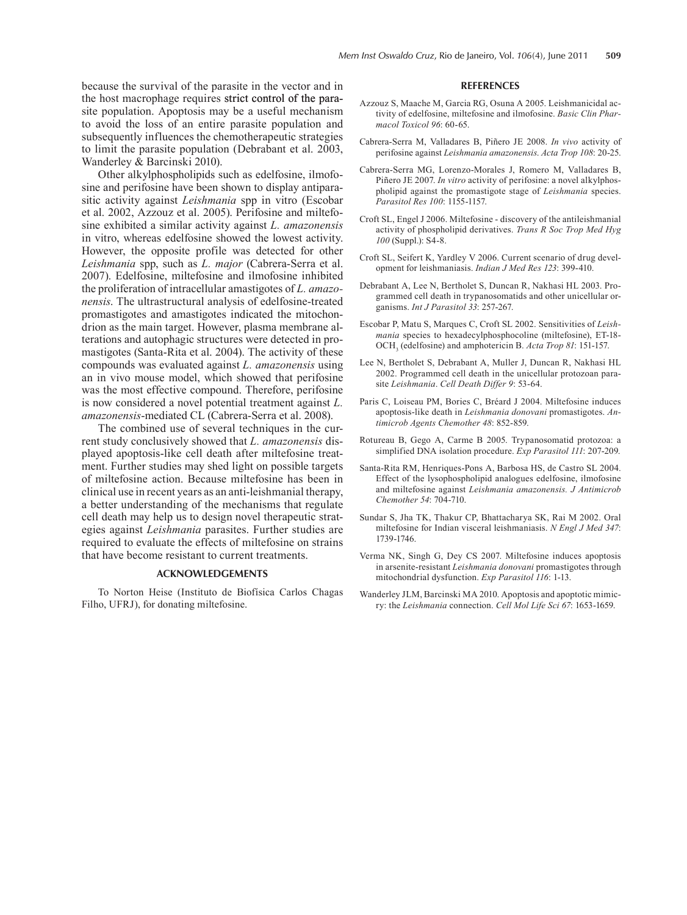because the survival of the parasite in the vector and in the host macrophage requires strict control of the parasite population. Apoptosis may be a useful mechanism to avoid the loss of an entire parasite population and subsequently influences the chemotherapeutic strategies to limit the parasite population (Debrabant et al. 2003, Wanderley & Barcinski 2010).

Other alkylphospholipids such as edelfosine, ilmofosine and perifosine have been shown to display antiparasitic activity against *Leishmania* spp in vitro (Escobar et al. 2002, Azzouz et al. 2005). Perifosine and miltefosine exhibited a similar activity against *L. amazonensis* in vitro, whereas edelfosine showed the lowest activity. However, the opposite profile was detected for other *Leishmania* spp, such as *L. major* (Cabrera-Serra et al. 2007). Edelfosine, miltefosine and ilmofosine inhibited the proliferation of intracellular amastigotes of *L. amazonensis*. The ultrastructural analysis of edelfosine-treated promastigotes and amastigotes indicated the mitochondrion as the main target. However, plasma membrane alterations and autophagic structures were detected in promastigotes (Santa-Rita et al. 2004). The activity of these compounds was evaluated against *L. amazonensis* using an in vivo mouse model, which showed that perifosine was the most effective compound. Therefore, perifosine is now considered a novel potential treatment against *L. amazonensis*-mediated CL (Cabrera-Serra et al. 2008).

The combined use of several techniques in the current study conclusively showed that *L. amazonensis* displayed apoptosis-like cell death after miltefosine treatment. Further studies may shed light on possible targets of miltefosine action. Because miltefosine has been in clinical use in recent years as an anti-leishmanial therapy, a better understanding of the mechanisms that regulate cell death may help us to design novel therapeutic strategies against *Leishmania* parasites. Further studies are required to evaluate the effects of miltefosine on strains that have become resistant to current treatments.

## ACKNOWLEDGEMENTS

To Norton Heise (Instituto de Biofísica Carlos Chagas Filho, UFRJ), for donating miltefosine.

## REFERENCES

Azzouz S, Maache M, Garcia RG, Osuna A 2005. Leishmanicidal activity of edelfosine, miltefosine and ilmofosine. *Basic Clin Pharmacol Toxicol 96*: 60-65.

Cabrera-Serra M, Valladares B, Piñero JE 2008. *In vivo* activity of perifosine against *Leishmania amazonensis*. *Acta Trop 108*: 20-25.

Cabrera-Serra MG, Lorenzo-Morales J, Romero M, Valladares B, Piñero JE 2007. *In vitro* activity of perifosine: a novel alkylphospholipid against the promastigote stage of *Leishmania* species. *Parasitol Res 100*: 1155-1157.

Croft SL, Engel J 2006. Miltefosine - discovery of the antileishmanial activity of phospholipid derivatives. *Trans R Soc Trop Med Hyg 100* (Suppl.): S4-8.

Croft SL, Seifert K, Yardley V 2006. Current scenario of drug development for leishmaniasis. *Indian J Med Res 123*: 399-410.

Debrabant A, Lee N, Bertholet S, Duncan R, Nakhasi HL 2003. Programmed cell death in trypanosomatids and other unicellular organisms. *Int J Parasitol 33*: 257-267.

Escobar P, Matu S, Marques C, Croft SL 2002. Sensitivities of *Leishmania* species to hexadecylphosphocoline (miltefosine), ET-18-$OCH_3$ (edelfosine) and amphotericin B. *Acta Trop 81*: 151-157.

Lee N, Bertholet S, Debrabant A, Muller J, Duncan R, Nakhasi HL 2002. Programmed cell death in the unicellular protozoan parasite *Leishmania*. *Cell Death Differ 9*: 53-64.

Paris C, Loiseau PM, Bories C, Bréard J 2004. Miltefosine induces apoptosis-like death in *Leishmania donovani* promastigotes. *Antimicrob Agents Chemother 48*: 852-859.

Rotureau B, Gego A, Carme B 2005. Trypanosomatid protozoa: a simplified DNA isolation procedure. *Exp Parasitol 111*: 207-209.

Santa-Rita RM, Henriques-Pons A, Barbosa HS, de Castro SL 2004. Effect of the lysophospholipid analogues edelfosine, ilmofosine and miltefosine against *Leishmania amazonensis*. *J Antimicrob Chemother 54*: 704-710.

Sundar S, Jha TK, Thakur CP, Bhattacharya SK, Rai M 2002. Oral miltefosine for Indian visceral leishmaniasis. *N Engl J Med 347*: 1739-1746.

Verma NK, Singh G, Dey CS 2007. Miltefosine induces apoptosis in arsenite-resistant *Leishmania donovani* promastigotes through mitochondrial dysfunction. *Exp Parasitol 116*: 1-13.

Wanderley JLM, Barcinski MA 2010. Apoptosis and apoptotic mimicry: the *Leishmania* connection. *Cell Mol Life Sci 67*: 1653-1659.